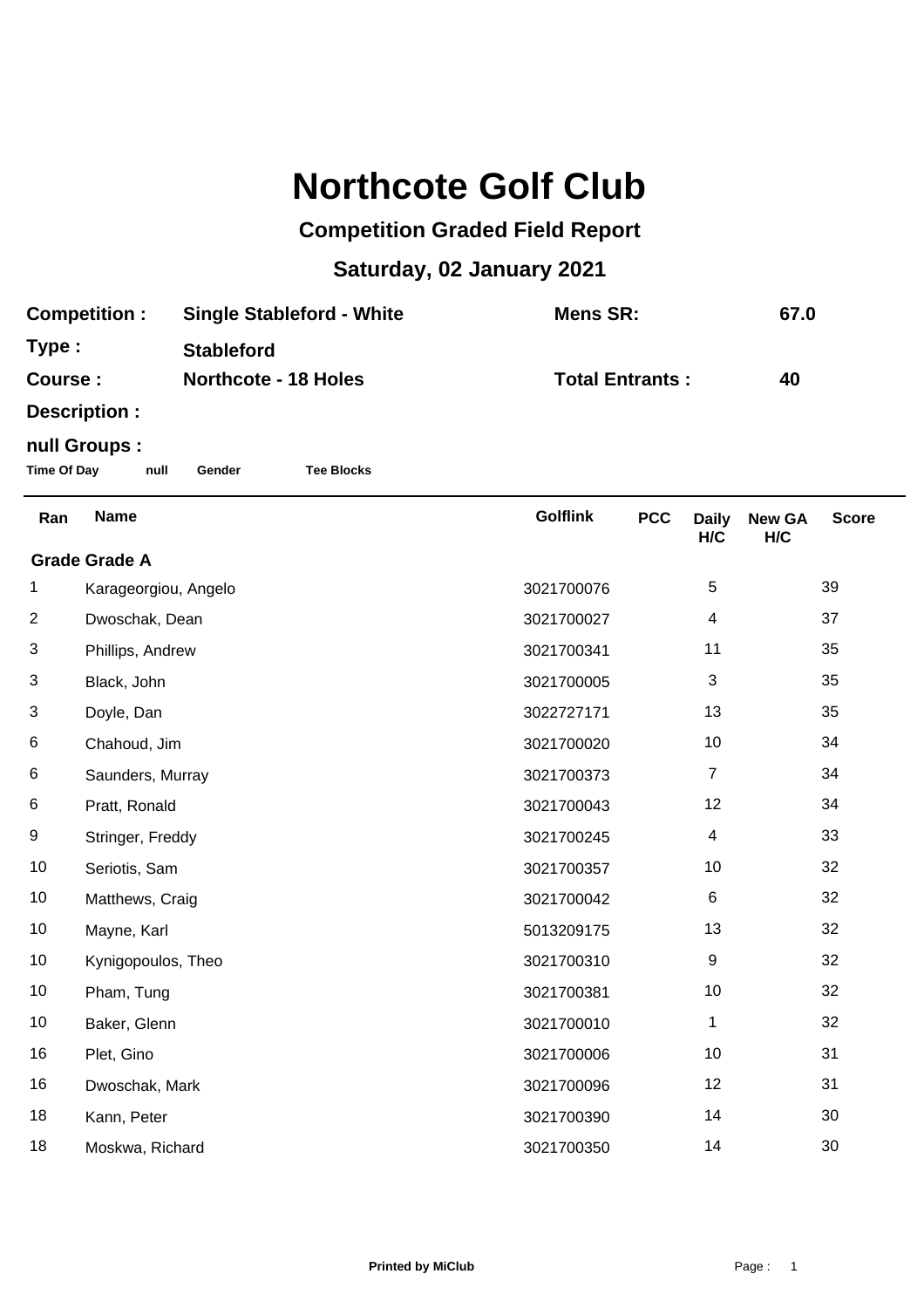# Northcote Golf Club

## Competition Graded Field Report

## Saturday, 02 January 2021

**Competition :** **Single Stableford - White** **Mens SR:** **67.0**

**Type :** **Stableford**

**Course :** **Northcote - 18 Holes** **Total Entrants :** **40**

**Description :**

**null Groups :**

**Time Of Day** **null** **Gender** **Tee Blocks**

| Ran | Name | Golflink | PCC | Daily H/C | New GA H/C | Score |
|---|---|---|---|---|---|---|
| **Grade Grade A** | | | | | | |
| 1 | Karageorgiou, Angelo | 3021700076 | | 5 | | 39 |
| 2 | Dwoschak, Dean | 3021700027 | | 4 | | 37 |
| 3 | Phillips, Andrew | 3021700341 | | 11 | | 35 |
| 3 | Black, John | 3021700005 | | 3 | | 35 |
| 3 | Doyle, Dan | 3022727171 | | 13 | | 35 |
| 6 | Chahoud, Jim | 3021700020 | | 10 | | 34 |
| 6 | Saunders, Murray | 3021700373 | | 7 | | 34 |
| 6 | Pratt, Ronald | 3021700043 | | 12 | | 34 |
| 9 | Stringer, Freddy | 3021700245 | | 4 | | 33 |
| 10 | Seriotis, Sam | 3021700357 | | 10 | | 32 |
| 10 | Matthews, Craig | 3021700042 | | 6 | | 32 |
| 10 | Mayne, Karl | 5013209175 | | 13 | | 32 |
| 10 | Kynigopoulos, Theo | 3021700310 | | 9 | | 32 |
| 10 | Pham, Tung | 3021700381 | | 10 | | 32 |
| 10 | Baker, Glenn | 3021700010 | | 1 | | 32 |
| 16 | Plet, Gino | 3021700006 | | 10 | | 31 |
| 16 | Dwoschak, Mark | 3021700096 | | 12 | | 31 |
| 18 | Kann, Peter | 3021700390 | | 14 | | 30 |
| 18 | Moskwa, Richard | 3021700350 | | 14 | | 30 |

Printed by MiClub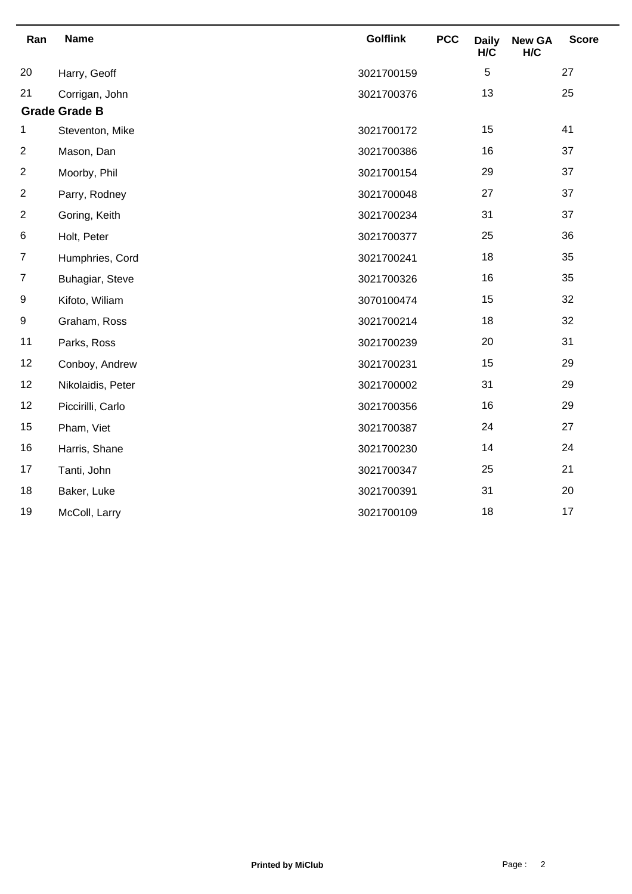| Ran | Name | Golflink | PCC | Daily H/C | New GA H/C | Score |
|---|---|---|---|---|---|---|
| 20 | Harry, Geoff | 3021700159 | | 5 | | 27 |
| 21 | Corrigan, John | 3021700376 | | 13 | | 25 |
| **Grade Grade B** | | | | | | |
| 1 | Steventon, Mike | 3021700172 | | 15 | | 41 |
| 2 | Mason, Dan | 3021700386 | | 16 | | 37 |
| 2 | Moorby, Phil | 3021700154 | | 29 | | 37 |
| 2 | Parry, Rodney | 3021700048 | | 27 | | 37 |
| 2 | Goring, Keith | 3021700234 | | 31 | | 37 |
| 6 | Holt, Peter | 3021700377 | | 25 | | 36 |
| 7 | Humphries, Cord | 3021700241 | | 18 | | 35 |
| 7 | Buhagiar, Steve | 3021700326 | | 16 | | 35 |
| 9 | Kifoto, Wiliam | 3070100474 | | 15 | | 32 |
| 9 | Graham, Ross | 3021700214 | | 18 | | 32 |
| 11 | Parks, Ross | 3021700239 | | 20 | | 31 |
| 12 | Conboy, Andrew | 3021700231 | | 15 | | 29 |
| 12 | Nikolaidis, Peter | 3021700002 | | 31 | | 29 |
| 12 | Piccirilli, Carlo | 3021700356 | | 16 | | 29 |
| 15 | Pham, Viet | 3021700387 | | 24 | | 27 |
| 16 | Harris, Shane | 3021700230 | | 14 | | 24 |
| 17 | Tanti, John | 3021700347 | | 25 | | 21 |
| 18 | Baker, Luke | 3021700391 | | 31 | | 20 |
| 19 | McColl, Larry | 3021700109 | | 18 | | 17 |

**Printed by MiClub**